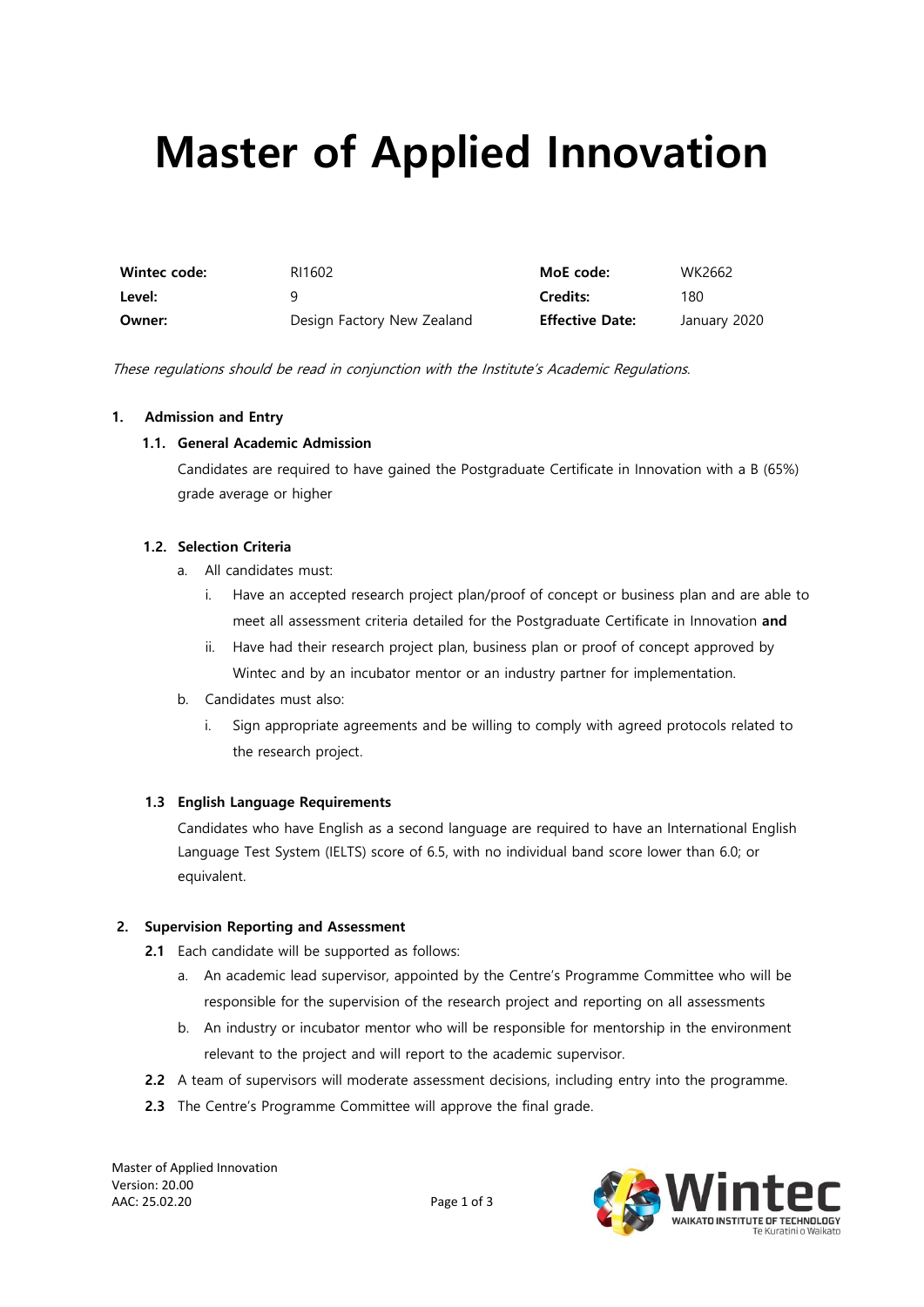# Master of Applied Innovation

| **Wintec code:** | RI1602 | **MoE code:** | WK2662 |
|---|---|---|---|
| **Level:** | 9 | **Credits:** | 180 |
| **Owner:** | Design Factory New Zealand | **Effective Date:** | January 2020 |

*These regulations should be read in conjunction with the Institute's Academic Regulations.*

## 1. Admission and Entry

### 1.1. General Academic Admission

Candidates are required to have gained the Postgraduate Certificate in Innovation with a B (65%) grade average or higher

### 1.2. Selection Criteria

a. All candidates must:

   i. Have an accepted research project plan/proof of concept or business plan and are able to meet all assessment criteria detailed for the Postgraduate Certificate in Innovation **and**

   ii. Have had their research project plan, business plan or proof of concept approved by Wintec and by an incubator mentor or an industry partner for implementation.

b. Candidates must also:

   i. Sign appropriate agreements and be willing to comply with agreed protocols related to the research project.

### 1.3 English Language Requirements

Candidates who have English as a second language are required to have an International English Language Test System (IELTS) score of 6.5, with no individual band score lower than 6.0; or equivalent.

## 2. Supervision Reporting and Assessment

**2.1** Each candidate will be supported as follows:

a. An academic lead supervisor, appointed by the Centre's Programme Committee who will be responsible for the supervision of the research project and reporting on all assessments

b. An industry or incubator mentor who will be responsible for mentorship in the environment relevant to the project and will report to the academic supervisor.

**2.2** A team of supervisors will moderate assessment decisions, including entry into the programme.

**2.3** The Centre's Programme Committee will approve the final grade.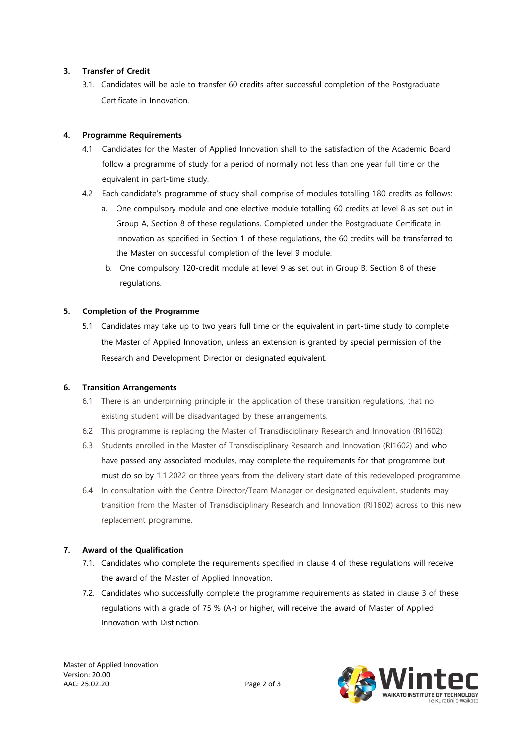### 3. Transfer of Credit

3.1. Candidates will be able to transfer 60 credits after successful completion of the Postgraduate Certificate in Innovation.

### 4. Programme Requirements

4.1 Candidates for the Master of Applied Innovation shall to the satisfaction of the Academic Board follow a programme of study for a period of normally not less than one year full time or the equivalent in part-time study.

4.2 Each candidate's programme of study shall comprise of modules totalling 180 credits as follows:

a. One compulsory module and one elective module totalling 60 credits at level 8 as set out in Group A, Section 8 of these regulations. Completed under the Postgraduate Certificate in Innovation as specified in Section 1 of these regulations, the 60 credits will be transferred to the Master on successful completion of the level 9 module.

b. One compulsory 120-credit module at level 9 as set out in Group B, Section 8 of these regulations.

### 5. Completion of the Programme

5.1 Candidates may take up to two years full time or the equivalent in part-time study to complete the Master of Applied Innovation, unless an extension is granted by special permission of the Research and Development Director or designated equivalent.

### 6. Transition Arrangements

6.1 There is an underpinning principle in the application of these transition regulations, that no existing student will be disadvantaged by these arrangements.

6.2 This programme is replacing the Master of Transdisciplinary Research and Innovation (RI1602)

6.3 Students enrolled in the Master of Transdisciplinary Research and Innovation (RI1602) and who have passed any associated modules, may complete the requirements for that programme but must do so by 1.1.2022 or three years from the delivery start date of this redeveloped programme.

6.4 In consultation with the Centre Director/Team Manager or designated equivalent, students may transition from the Master of Transdisciplinary Research and Innovation (RI1602) across to this new replacement programme.

### 7. Award of the Qualification

7.1. Candidates who complete the requirements specified in clause 4 of these regulations will receive the award of the Master of Applied Innovation.

7.2. Candidates who successfully complete the programme requirements as stated in clause 3 of these regulations with a grade of 75 % (A-) or higher, will receive the award of Master of Applied Innovation with Distinction.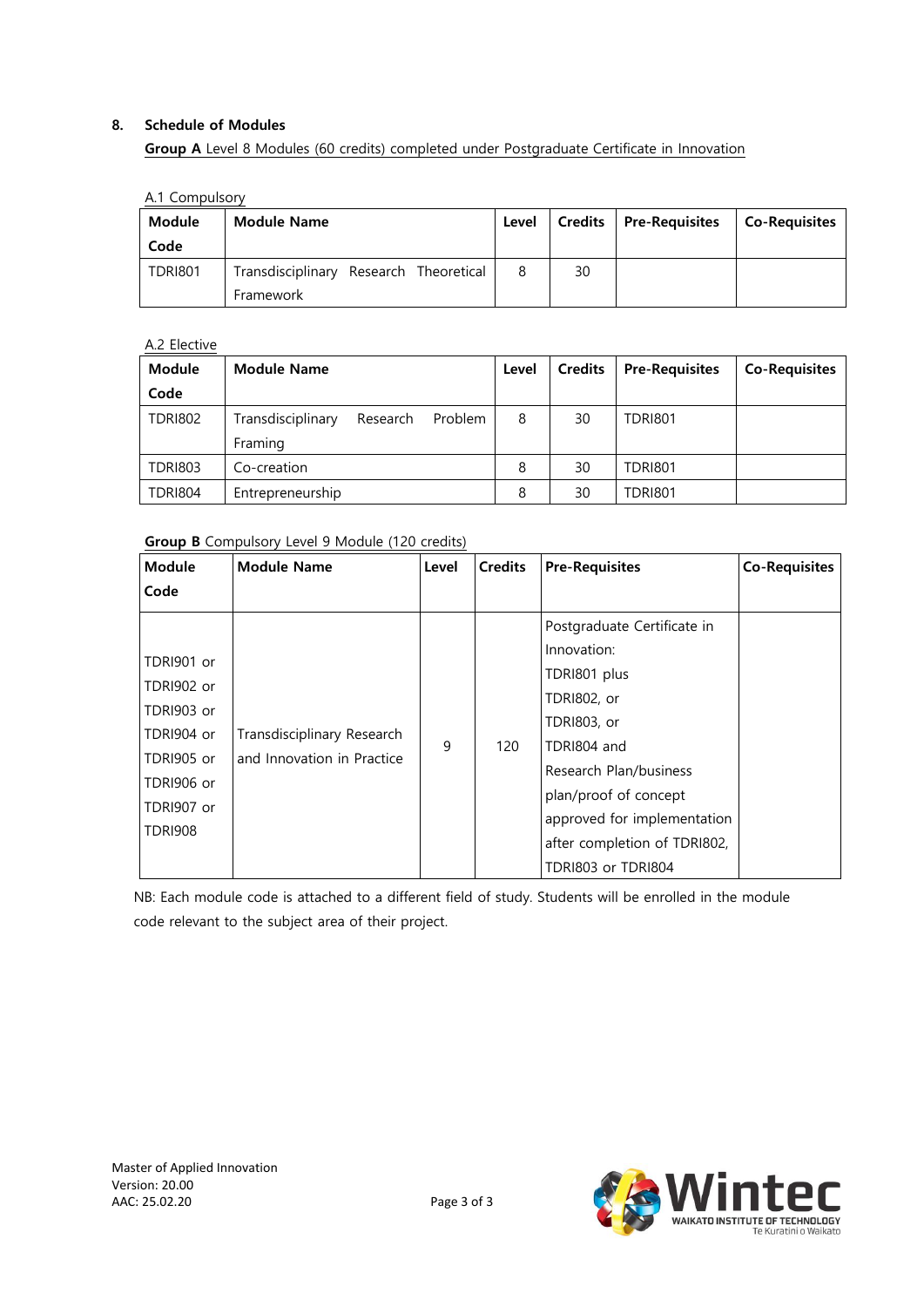## 8. Schedule of Modules

**Group A** Level 8 Modules (60 credits) completed under Postgraduate Certificate in Innovation

A.1 Compulsory

| Module Code | Module Name | Level | Credits | Pre-Requisites | Co-Requisites |
|---|---|---|---|---|---|
| TDRI801 | Transdisciplinary Research Theoretical Framework | 8 | 30 | | |

A.2 Elective

| Module Code | Module Name | Level | Credits | Pre-Requisites | Co-Requisites |
|---|---|---|---|---|---|
| TDRI802 | Transdisciplinary Research Problem Framing | 8 | 30 | TDRI801 | |
| TDRI803 | Co-creation | 8 | 30 | TDRI801 | |
| TDRI804 | Entrepreneurship | 8 | 30 | TDRI801 | |

**Group B** Compulsory Level 9 Module (120 credits)

| Module Code | Module Name | Level | Credits | Pre-Requisites | Co-Requisites |
|---|---|---|---|---|---|
| TDRI901 or TDRI902 or TDRI903 or TDRI904 or TDRI905 or TDRI906 or TDRI907 or TDRI908 | Transdisciplinary Research and Innovation in Practice | 9 | 120 | Postgraduate Certificate in Innovation: TDRI801 plus TDRI802, or TDRI803, or TDRI804 and Research Plan/business plan/proof of concept approved for implementation after completion of TDRI802, TDRI803 or TDRI804 | |

NB: Each module code is attached to a different field of study. Students will be enrolled in the module code relevant to the subject area of their project.